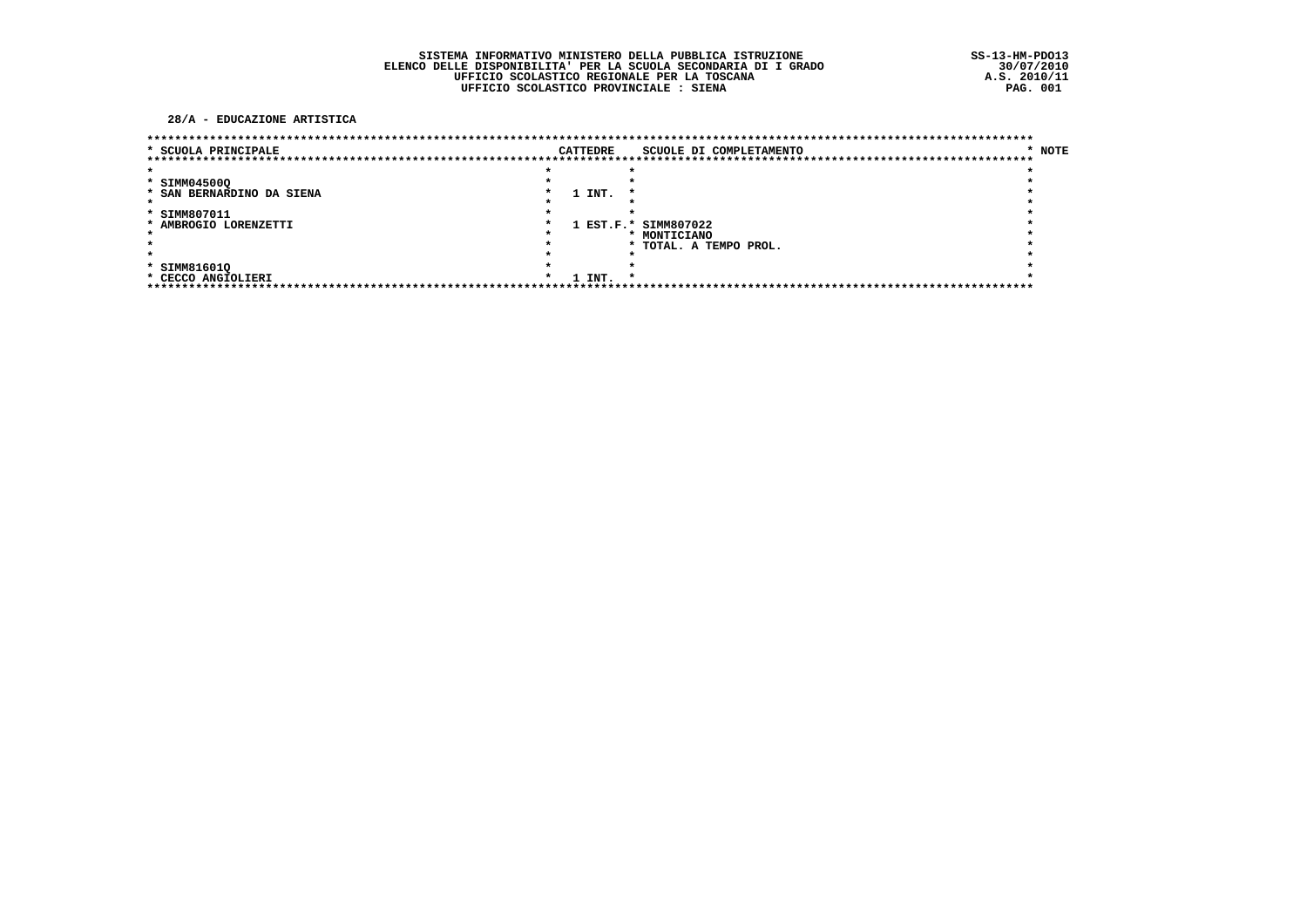**SISTEMA INFORMATIVO MINISTERO DELLA PUBBLICA ISTRUZIONE**
**ELENCO DELLE DISPONIBILITA' PER LA SCUOLA SECONDARIA DI I GRADO**
**UFFICIO SCOLASTICO REGIONALE PER LA TOSCANA**
**UFFICIO SCOLASTICO PROVINCIALE : SIENA**

SS-13-HM-PDO13
30/07/2010
A.S. 2010/11

## 28/A - EDUCAZIONE ARTISTICA

| SCUOLA PRINCIPALE | CATTEDRE | SCUOLE DI COMPLETAMENTO | NOTE |
|---|---|---|---|
| SIMM04500Q<br>SAN BERNARDINO DA SIENA | 1 INT. | | |
| SIMM807011<br>AMBROGIO LORENZETTI | 1 EST.F. | SIMM807022<br>MONTICIANO<br>TOTAL. A TEMPO PROL. | |
| SIMM81601Q<br>CECCO ANGIOLIERI | 1 INT. | | |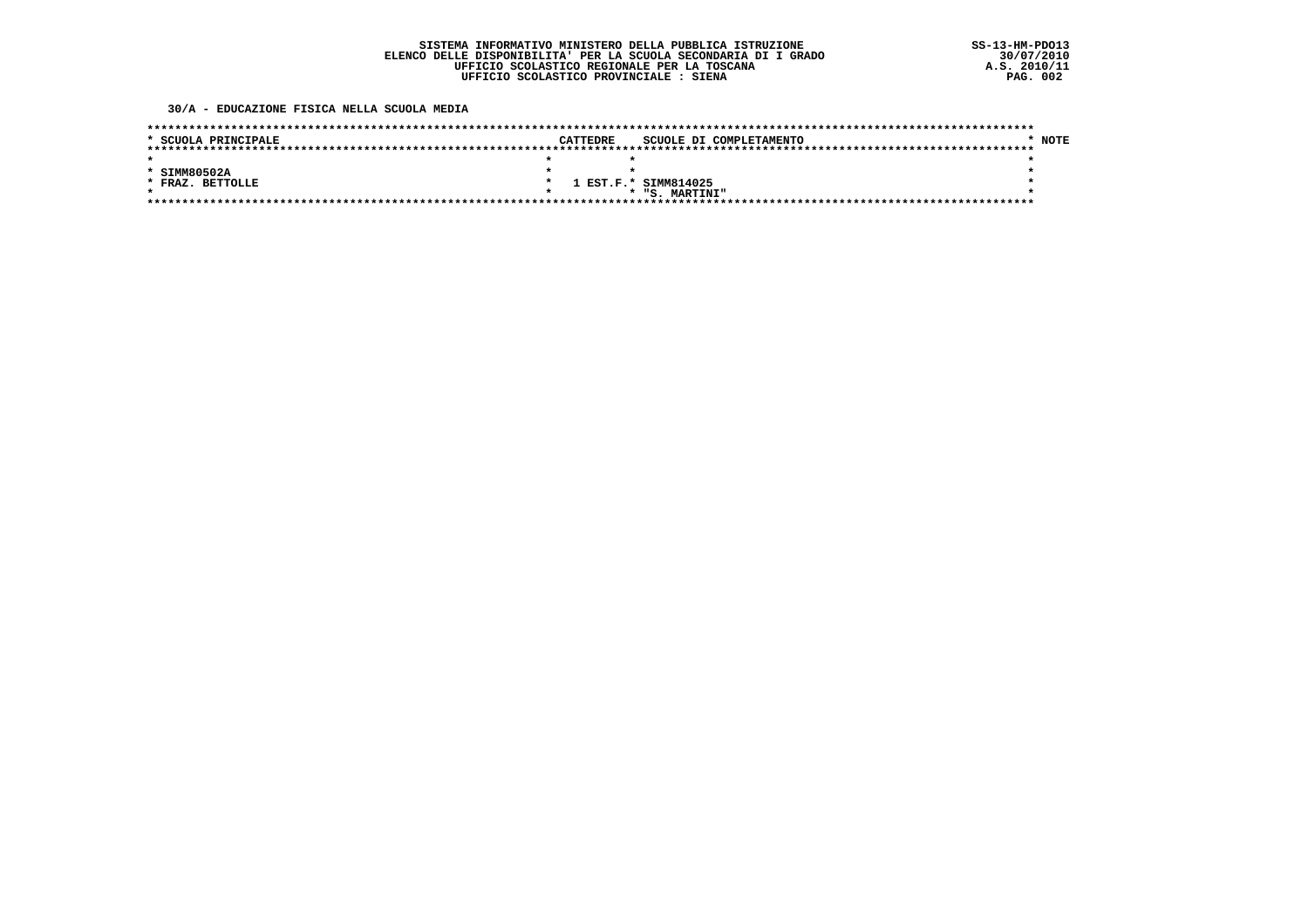SISTEMA INFORMATIVO MINISTERO DELLA PUBBLICA ISTRUZIONE
ELENCO DELLE DISPONIBILITA' PER LA SCUOLA SECONDARIA DI I GRADO
UFFICIO SCOLASTICO REGIONALE PER LA TOSCANA
UFFICIO SCOLASTICO PROVINCIALE : SIENA

SS-13-HM-PDO13
30/07/2010
A.S. 2010/11

**30/A - EDUCAZIONE FISICA NELLA SCUOLA MEDIA**

| SCUOLA PRINCIPALE | CATTEDRE | SCUOLE DI COMPLETAMENTO | NOTE |
|---|---|---|---|
| SIMM80502A<br>FRAZ. BETTOLLE | 1 EST.F. | SIMM814025<br>"S. MARTINI" | |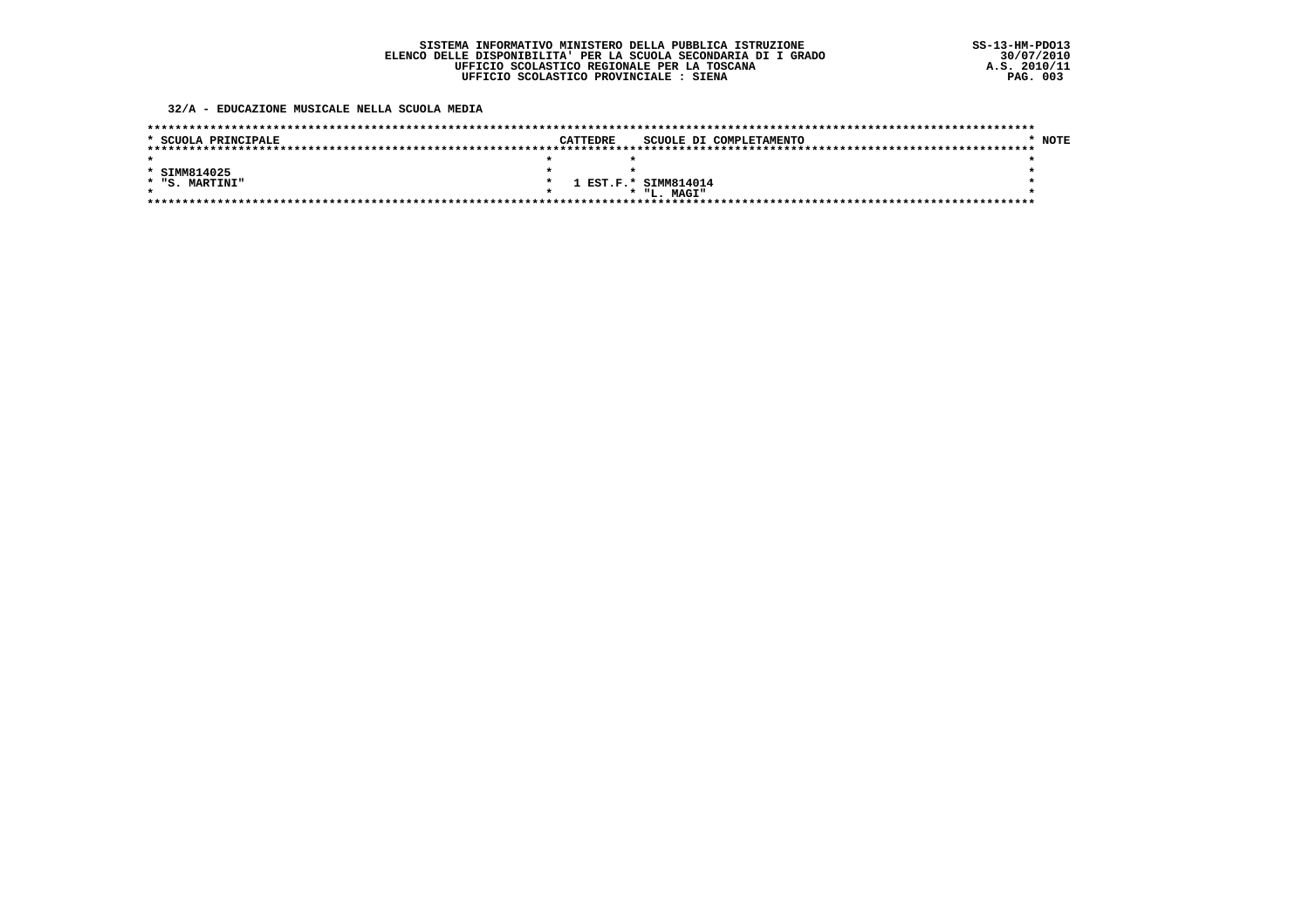SISTEMA INFORMATIVO MINISTERO DELLA PUBBLICA ISTRUZIONE
ELENCO DELLE DISPONIBILITA' PER LA SCUOLA SECONDARIA DI I GRADO
UFFICIO SCOLASTICO REGIONALE PER LA TOSCANA
UFFICIO SCOLASTICO PROVINCIALE : SIENA

SS-13-HM-PDO13
30/07/2010
A.S. 2010/11

**32/A - EDUCAZIONE MUSICALE NELLA SCUOLA MEDIA**

| SCUOLA PRINCIPALE | CATTEDRE | SCUOLE DI COMPLETAMENTO | NOTE |
|---|---|---|---|
| SIMM814025 "S. MARTINI" | 1 EST.F. | SIMM814014 "L. MAGI" | |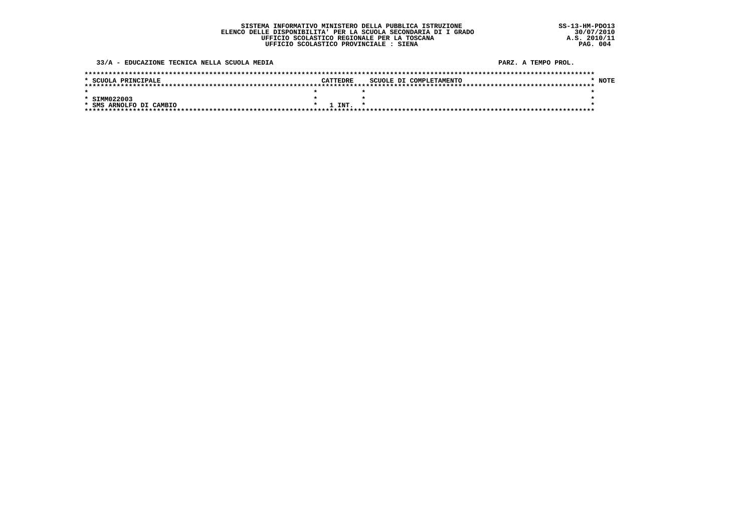SISTEMA INFORMATIVO MINISTERO DELLA PUBBLICA ISTRUZIONE
ELENCO DELLE DISPONIBILITA' PER LA SCUOLA SECONDARIA DI I GRADO
UFFICIO SCOLASTICO REGIONALE PER LA TOSCANA
UFFICIO SCOLASTICO PROVINCIALE : SIENA

SS-13-HM-PDO13
30/07/2010
A.S. 2010/11

33/A - EDUCAZIONE TECNICA NELLA SCUOLA MEDIA

PARZ. A TEMPO PROL.

| SCUOLA PRINCIPALE | CATTEDRE | SCUOLE DI COMPLETAMENTO | NOTE |
|---|---|---|---|
| SIMM022003<br>SMS ARNOLFO DI CAMBIO | 1 INT. | | |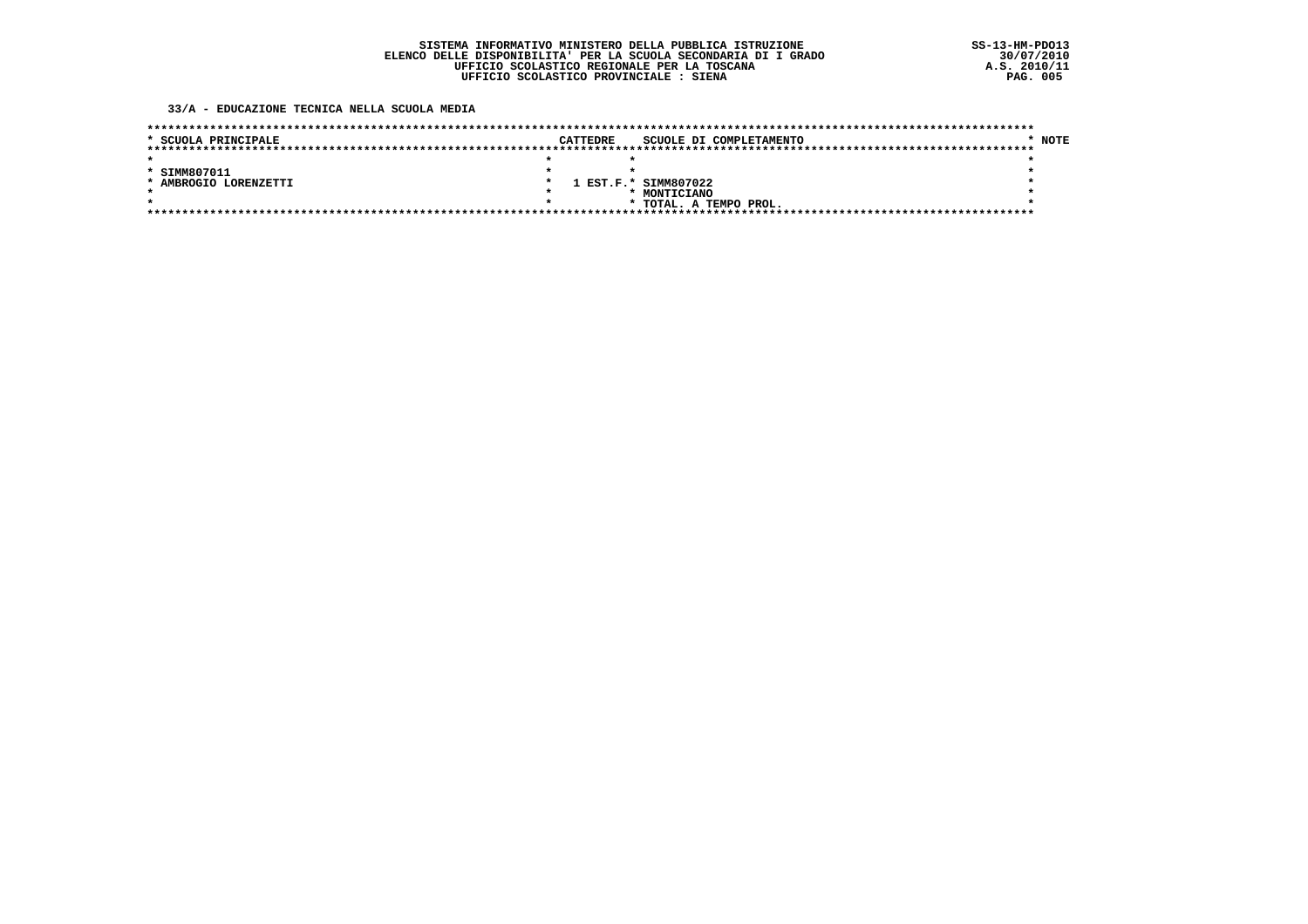SISTEMA INFORMATIVO MINISTERO DELLA PUBBLICA ISTRUZIONE
ELENCO DELLE DISPONIBILITA' PER LA SCUOLA SECONDARIA DI I GRADO
UFFICIO SCOLASTICO REGIONALE PER LA TOSCANA
UFFICIO SCOLASTICO PROVINCIALE : SIENA

SS-13-HM-PDO13
30/07/2010
A.S. 2010/11

**33/A - EDUCAZIONE TECNICA NELLA SCUOLA MEDIA**

| SCUOLA PRINCIPALE | CATTEDRE | SCUOLE DI COMPLETAMENTO | NOTE |
|---|---|---|---|
| SIMM807011<br>AMBROGIO LORENZETTI | 1 EST.F. | SIMM807022<br>MONTICIANO<br>TOTAL. A TEMPO PROL. | |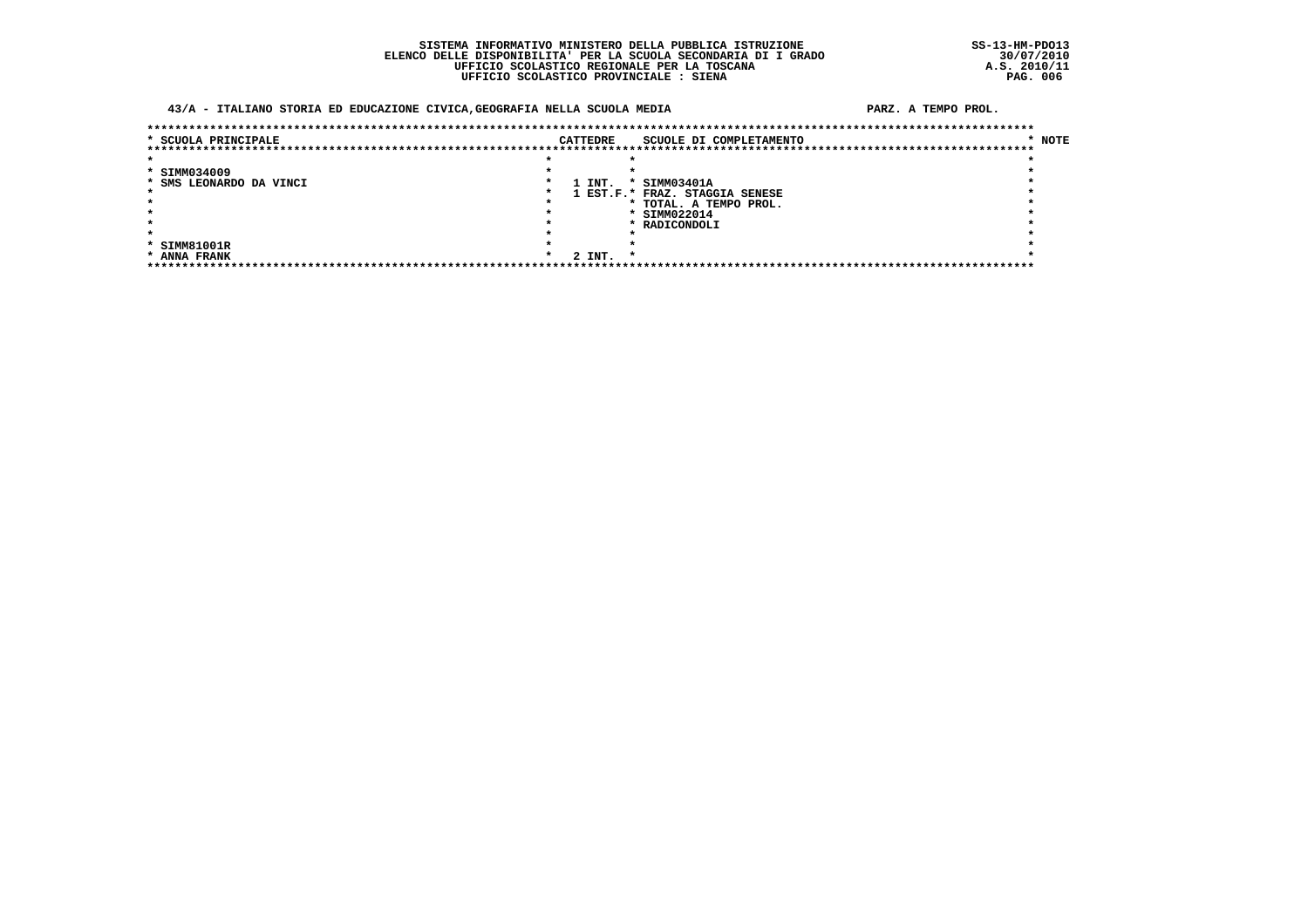**SISTEMA INFORMATIVO MINISTERO DELLA PUBBLICA ISTRUZIONE**
**ELENCO DELLE DISPONIBILITA' PER LA SCUOLA SECONDARIA DI I GRADO**
**UFFICIO SCOLASTICO REGIONALE PER LA TOSCANA**
**UFFICIO SCOLASTICO PROVINCIALE : SIENA**

SS-13-HM-PDO13
30/07/2010
A.S. 2010/11

**43/A - ITALIANO STORIA ED EDUCAZIONE CIVICA,GEOGRAFIA NELLA SCUOLA MEDIA** — PARZ. A TEMPO PROL.

| SCUOLA PRINCIPALE | CATTEDRE | SCUOLE DI COMPLETAMENTO | NOTE |
|---|---|---|---|
| SIMM034009<br>SMS LEONARDO DA VINCI | 1 INT.<br>1 EST.F. | SIMM03401A<br>FRAZ. STAGGIA SENESE<br>TOTAL. A TEMPO PROL.<br>SIMM022014<br>RADICONDOLI | |
| SIMM81001R<br>ANNA FRANK | 2 INT. | | |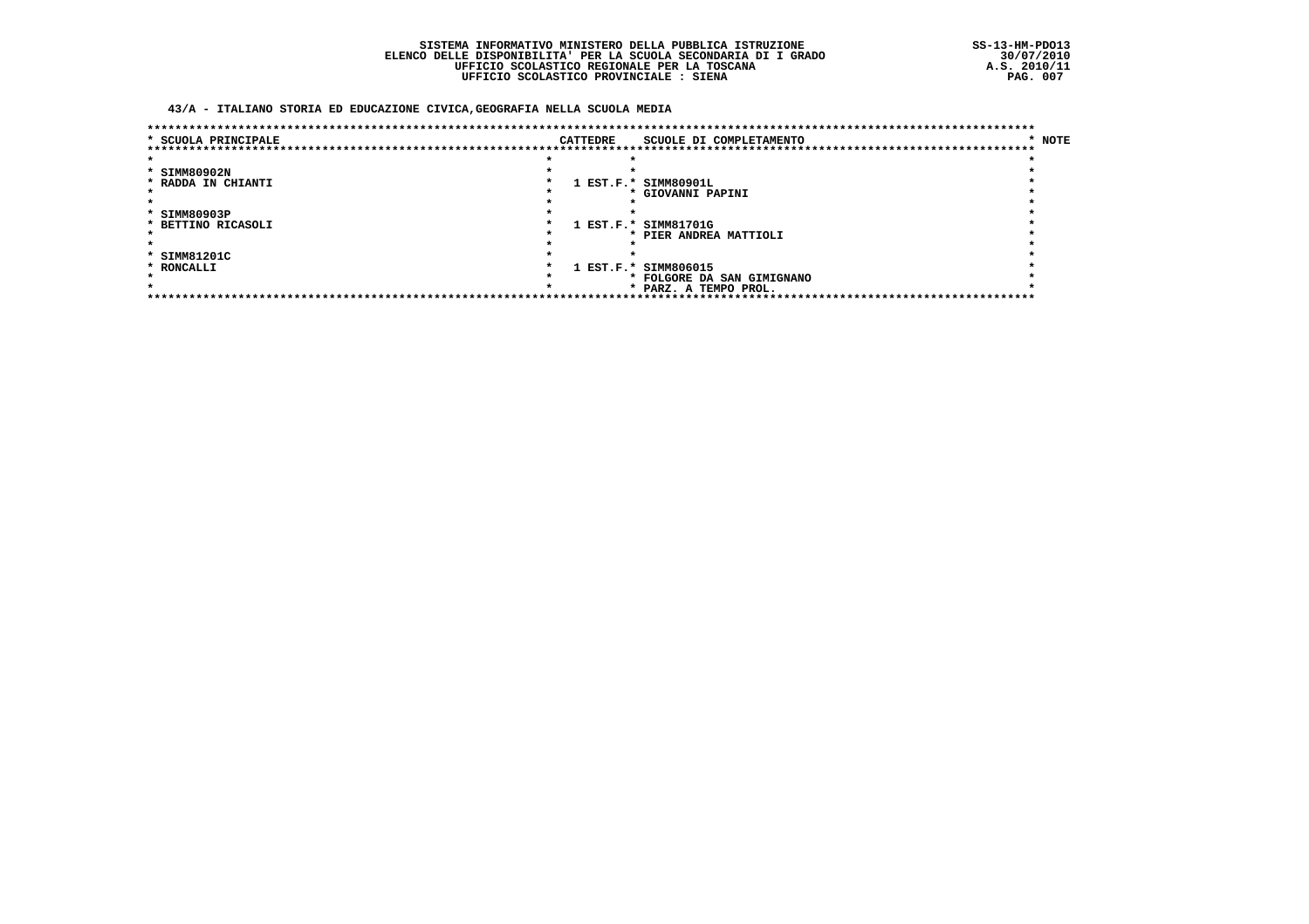**SISTEMA INFORMATIVO MINISTERO DELLA PUBBLICA ISTRUZIONE**
**ELENCO DELLE DISPONIBILITA' PER LA SCUOLA SECONDARIA DI I GRADO**
**UFFICIO SCOLASTICO REGIONALE PER LA TOSCANA**
**UFFICIO SCOLASTICO PROVINCIALE : SIENA**

SS-13-HM-PDO13
30/07/2010
A.S. 2010/11

## 43/A - ITALIANO STORIA ED EDUCAZIONE CIVICA,GEOGRAFIA NELLA SCUOLA MEDIA

| SCUOLA PRINCIPALE | CATTEDRE | SCUOLE DI COMPLETAMENTO | NOTE |
|---|---|---|---|
| SIMM80902N<br>RADDA IN CHIANTI | 1 EST.F. | SIMM80901L<br>GIOVANNI PAPINI | |
| SIMM80903P<br>BETTINO RICASOLI | 1 EST.F. | SIMM81701G<br>PIER ANDREA MATTIOLI | |
| SIMM81201C<br>RONCALLI | 1 EST.F. | SIMM806015<br>FOLGORE DA SAN GIMIGNANO<br>PARZ. A TEMPO PROL. | |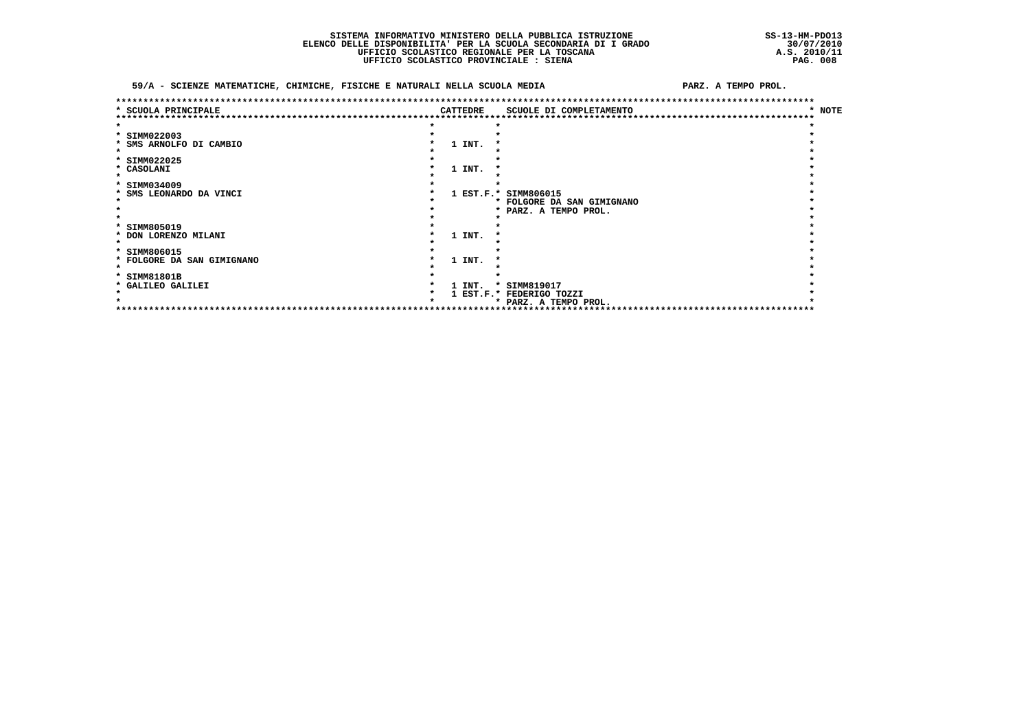SISTEMA INFORMATIVO MINISTERO DELLA PUBBLICA ISTRUZIONE
ELENCO DELLE DISPONIBILITA' PER LA SCUOLA SECONDARIA DI I GRADO
UFFICIO SCOLASTICO REGIONALE PER LA TOSCANA
UFFICIO SCOLASTICO PROVINCIALE : SIENA

SS-13-HM-PDO13
30/07/2010
A.S. 2010/11

**59/A - SCIENZE MATEMATICHE, CHIMICHE, FISICHE E NATURALI NELLA SCUOLA MEDIA** — PARZ. A TEMPO PROL.

| SCUOLA PRINCIPALE | CATTEDRE | SCUOLE DI COMPLETAMENTO | NOTE |
|---|---|---|---|
| SIMM022003<br>SMS ARNOLFO DI CAMBIO | 1 INT. | | |
| SIMM022025<br>CASOLANI | 1 INT. | | |
| SIMM034009<br>SMS LEONARDO DA VINCI | 1 EST.F. | SIMM806015<br>FOLGORE DA SAN GIMIGNANO<br>PARZ. A TEMPO PROL. | |
| SIMM805019<br>DON LORENZO MILANI | 1 INT. | | |
| SIMM806015<br>FOLGORE DA SAN GIMIGNANO | 1 INT. | | |
| SIMM81801B<br>GALILEO GALILEI | 1 INT.<br>1 EST.F. | SIMM819017<br>FEDERIGO TOZZI<br>PARZ. A TEMPO PROL. | |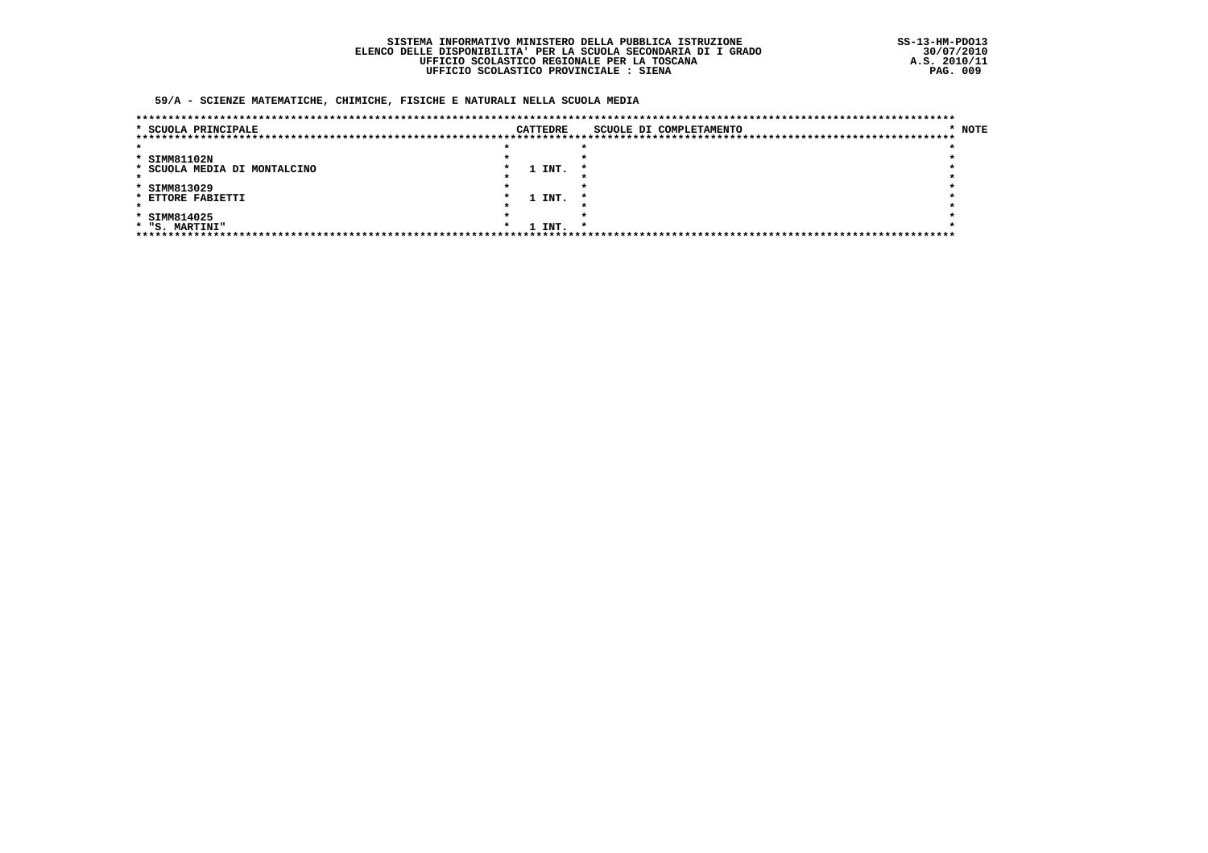SISTEMA INFORMATIVO MINISTERO DELLA PUBBLICA ISTRUZIONE
ELENCO DELLE DISPONIBILITA' PER LA SCUOLA SECONDARIA DI I GRADO
UFFICIO SCOLASTICO REGIONALE PER LA TOSCANA
UFFICIO SCOLASTICO PROVINCIALE : SIENA

SS-13-HM-PDO13
30/07/2010
A.S. 2010/11

**59/A - SCIENZE MATEMATICHE, CHIMICHE, FISICHE E NATURALI NELLA SCUOLA MEDIA**

| SCUOLA PRINCIPALE | CATTEDRE | SCUOLE DI COMPLETAMENTO | NOTE |
|---|---|---|---|
| SIMM81102N<br>SCUOLA MEDIA DI MONTALCINO | 1 INT. | | |
| SIMM813029<br>ETTORE FABIETTI | 1 INT. | | |
| SIMM814025<br>"S. MARTINI" | 1 INT. | | |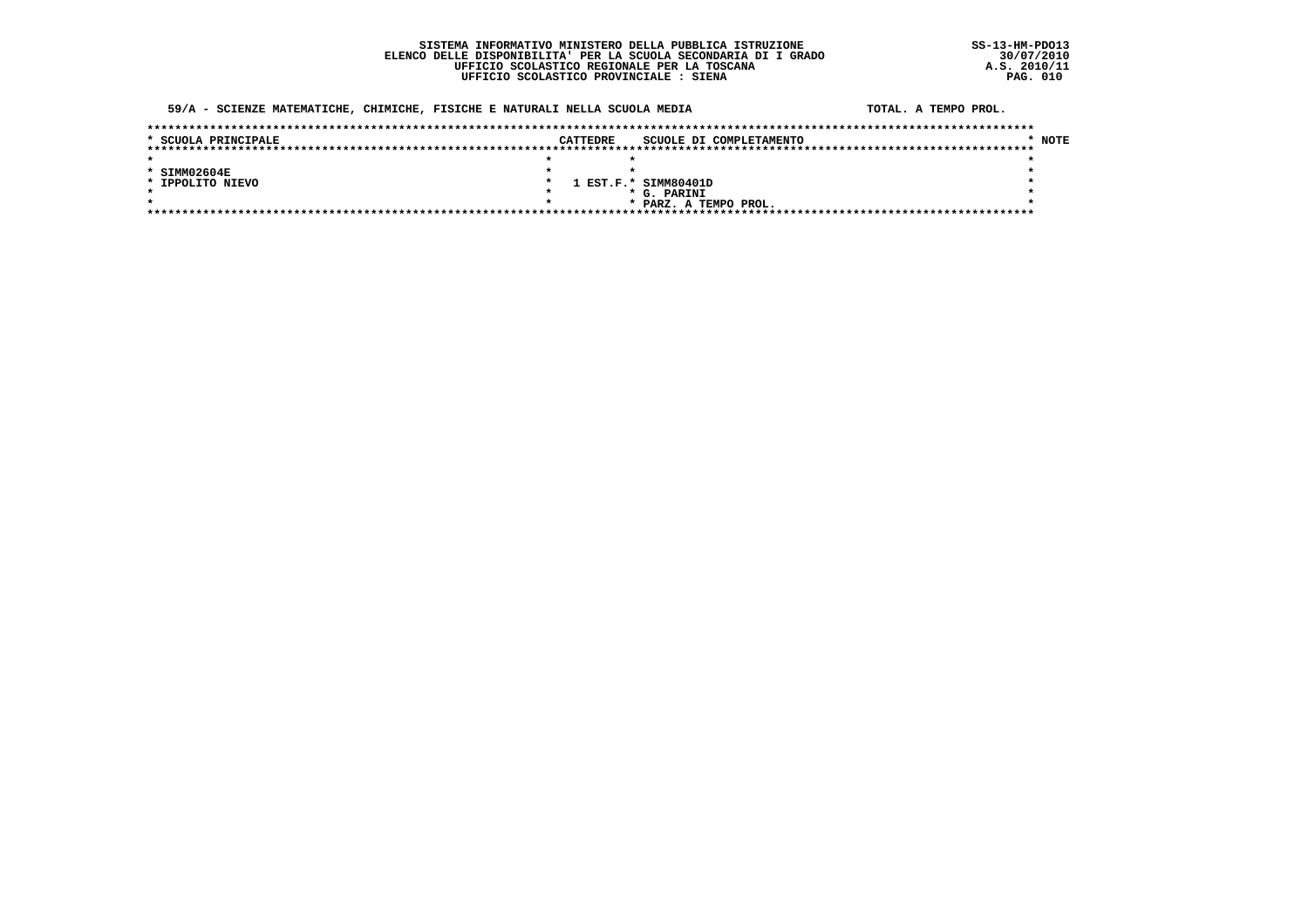**SISTEMA INFORMATIVO MINISTERO DELLA PUBBLICA ISTRUZIONE**
**ELENCO DELLE DISPONIBILITA' PER LA SCUOLA SECONDARIA DI I GRADO**
**UFFICIO SCOLASTICO REGIONALE PER LA TOSCANA**
**UFFICIO SCOLASTICO PROVINCIALE : SIENA**

SS-13-HM-PDO13
30/07/2010
A.S. 2010/11

**59/A - SCIENZE MATEMATICHE, CHIMICHE, FISICHE E NATURALI NELLA SCUOLA MEDIA** — TOTAL. A TEMPO PROL.

| SCUOLA PRINCIPALE | CATTEDRE | SCUOLE DI COMPLETAMENTO | NOTE |
|---|---|---|---|
| SIMM02604E<br>IPPOLITO NIEVO | 1 EST.F. | SIMM80401D<br>G. PARINI<br>PARZ. A TEMPO PROL. | |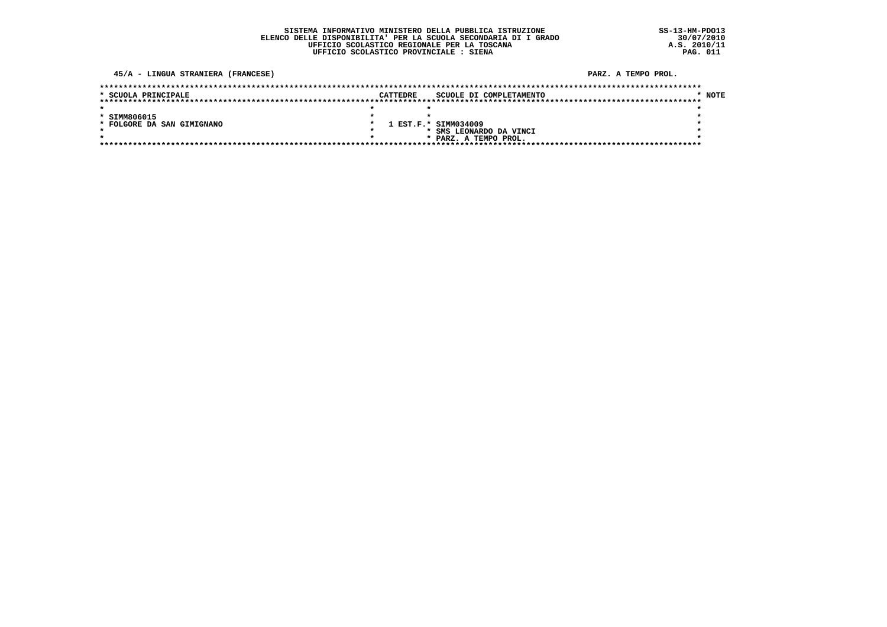SISTEMA INFORMATIVO MINISTERO DELLA PUBBLICA ISTRUZIONE
ELENCO DELLE DISPONIBILITA' PER LA SCUOLA SECONDARIA DI I GRADO
UFFICIO SCOLASTICO REGIONALE PER LA TOSCANA
UFFICIO SCOLASTICO PROVINCIALE : SIENA

SS-13-HM-PDO13
30/07/2010
A.S. 2010/11

45/A - LINGUA STRANIERA (FRANCESE) — PARZ. A TEMPO PROL.

| SCUOLA PRINCIPALE | CATTEDRE | SCUOLE DI COMPLETAMENTO | NOTE |
|---|---|---|---|
| SIMM806015<br>FOLGORE DA SAN GIMIGNANO | 1 EST.F. | SIMM034009<br>SMS LEONARDO DA VINCI<br>PARZ. A TEMPO PROL. | |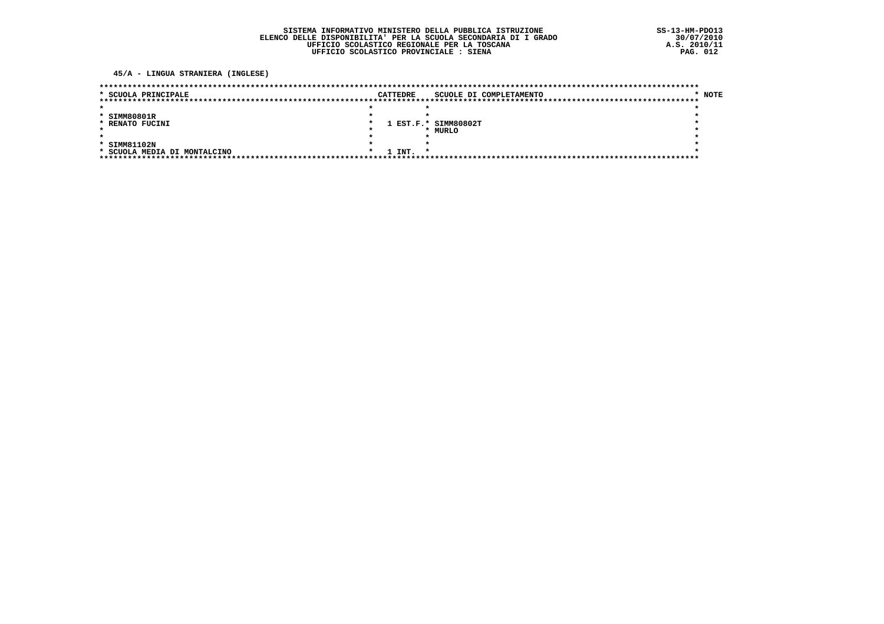SISTEMA INFORMATIVO MINISTERO DELLA PUBBLICA ISTRUZIONE
ELENCO DELLE DISPONIBILITA' PER LA SCUOLA SECONDARIA DI I GRADO
UFFICIO SCOLASTICO REGIONALE PER LA TOSCANA
UFFICIO SCOLASTICO PROVINCIALE : SIENA

SS-13-HM-PDO13
30/07/2010
A.S. 2010/11

**45/A - LINGUA STRANIERA (INGLESE)**

| SCUOLA PRINCIPALE | CATTEDRE | SCUOLE DI COMPLETAMENTO | NOTE |
|---|---|---|---|
| SIMM80801R<br>RENATO FUCINI | 1 EST.F. | SIMM80802T<br>MURLO | |
| SIMM81102N<br>SCUOLA MEDIA DI MONTALCINO | 1 INT. | | |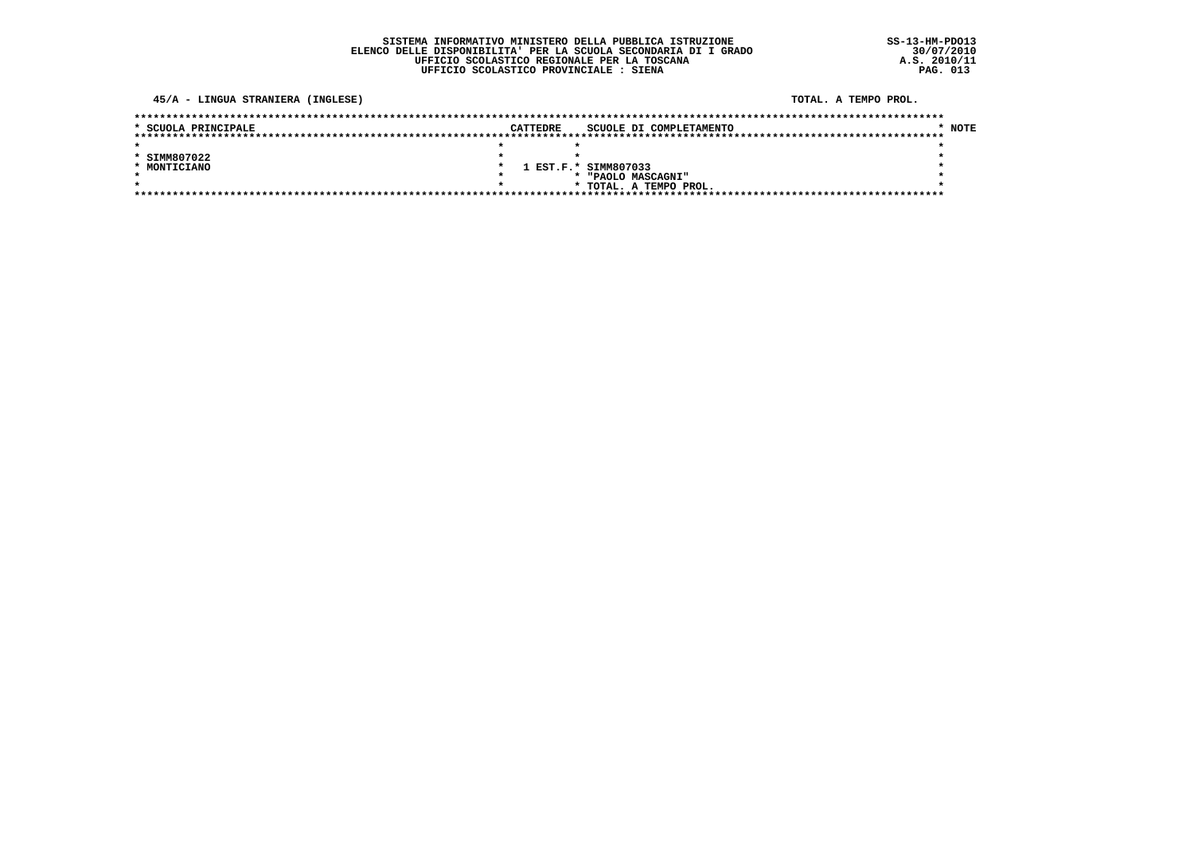**SISTEMA INFORMATIVO MINISTERO DELLA PUBBLICA ISTRUZIONE**
**ELENCO DELLE DISPONIBILITA' PER LA SCUOLA SECONDARIA DI I GRADO**
**UFFICIO SCOLASTICO REGIONALE PER LA TOSCANA**
**UFFICIO SCOLASTICO PROVINCIALE : SIENA**

SS-13-HM-PDO13
30/07/2010
A.S. 2010/11

**45/A - LINGUA STRANIERA (INGLESE)** — TOTAL. A TEMPO PROL.

| SCUOLA PRINCIPALE | CATTEDRE | SCUOLE DI COMPLETAMENTO | NOTE |
|---|---|---|---|
| SIMM807022<br>MONTICIANO | 1 EST.F. | SIMM807033<br>"PAOLO MASCAGNI"<br>TOTAL. A TEMPO PROL. | |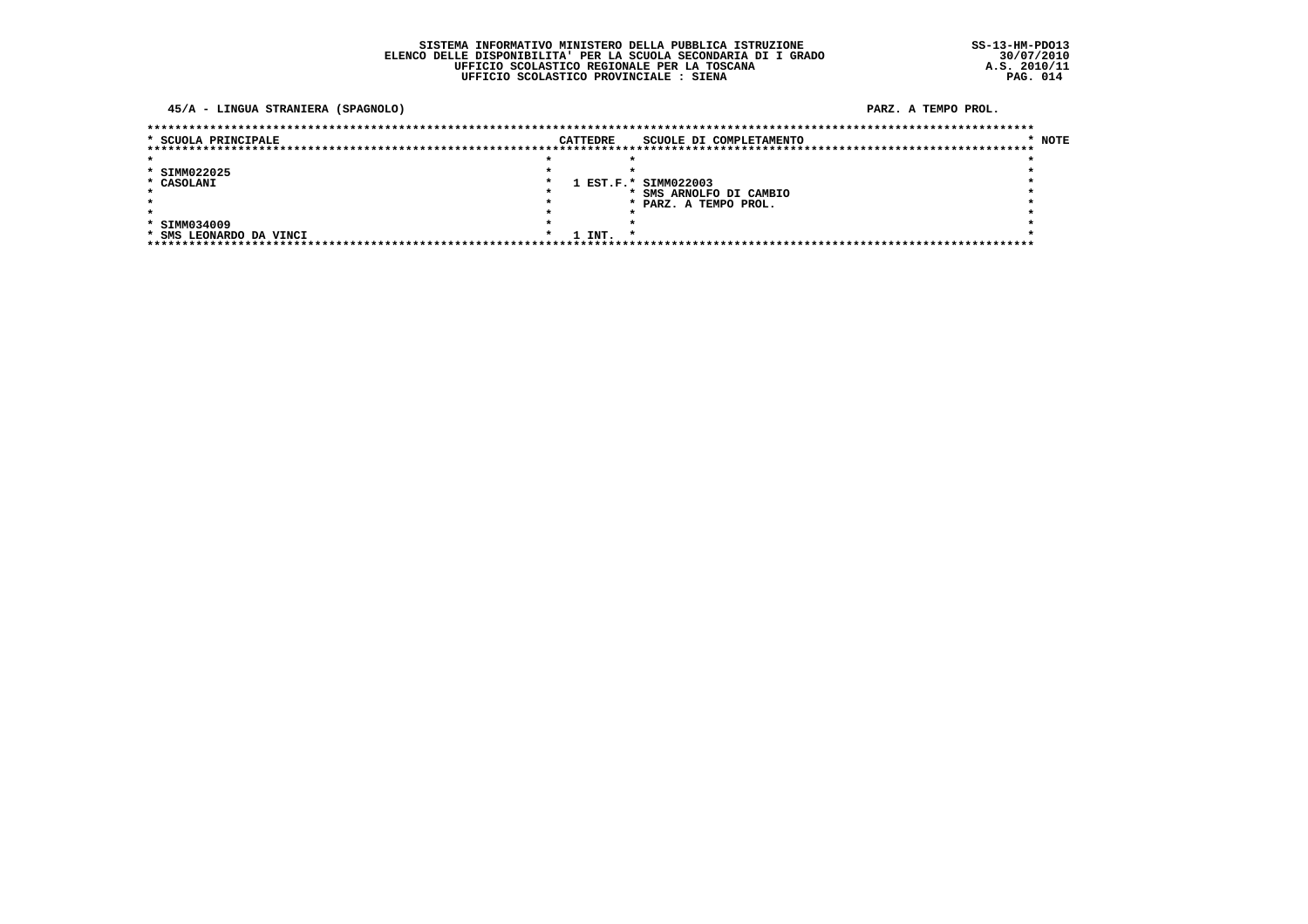**SISTEMA INFORMATIVO MINISTERO DELLA PUBBLICA ISTRUZIONE**
**ELENCO DELLE DISPONIBILITA' PER LA SCUOLA SECONDARIA DI I GRADO**
**UFFICIO SCOLASTICO REGIONALE PER LA TOSCANA**
**UFFICIO SCOLASTICO PROVINCIALE : SIENA**

SS-13-HM-PDO13
30/07/2010
A.S. 2010/11

**45/A - LINGUA STRANIERA (SPAGNOLO)** — **PARZ. A TEMPO PROL.**

| SCUOLA PRINCIPALE | CATTEDRE | SCUOLE DI COMPLETAMENTO | NOTE |
|---|---|---|---|
| SIMM022025<br>CASOLANI | 1 EST.F. | SIMM022003<br>SMS ARNOLFO DI CAMBIO<br>PARZ. A TEMPO PROL. | |
| SIMM034009<br>SMS LEONARDO DA VINCI | 1 INT. | | |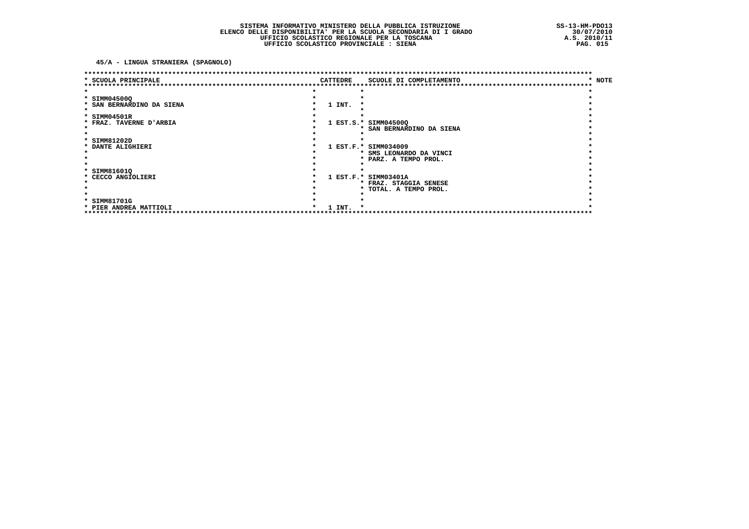SISTEMA INFORMATIVO MINISTERO DELLA PUBBLICA ISTRUZIONE
ELENCO DELLE DISPONIBILITA' PER LA SCUOLA SECONDARIA DI I GRADO
UFFICIO SCOLASTICO REGIONALE PER LA TOSCANA
UFFICIO SCOLASTICO PROVINCIALE : SIENA

SS-13-HM-PDO13
30/07/2010
A.S. 2010/11

45/A - LINGUA STRANIERA (SPAGNOLO)

| SCUOLA PRINCIPALE | CATTEDRE | SCUOLE DI COMPLETAMENTO | NOTE |
|---|---|---|---|
| SIMM04500Q<br>SAN BERNARDINO DA SIENA | 1 INT. | | |
| SIMM04501R<br>FRAZ. TAVERNE D'ARBIA | 1 EST.S. | SIMM04500Q<br>SAN BERNARDINO DA SIENA | |
| SIMM81202D<br>DANTE ALIGHIERI | 1 EST.F. | SIMM034009<br>SMS LEONARDO DA VINCI<br>PARZ. A TEMPO PROL. | |
| SIMM81601Q<br>CECCO ANGIOLIERI | 1 EST.F. | SIMM03401A<br>FRAZ. STAGGIA SENESE<br>TOTAL. A TEMPO PROL. | |
| SIMM81701G<br>PIER ANDREA MATTIOLI | 1 INT. | | |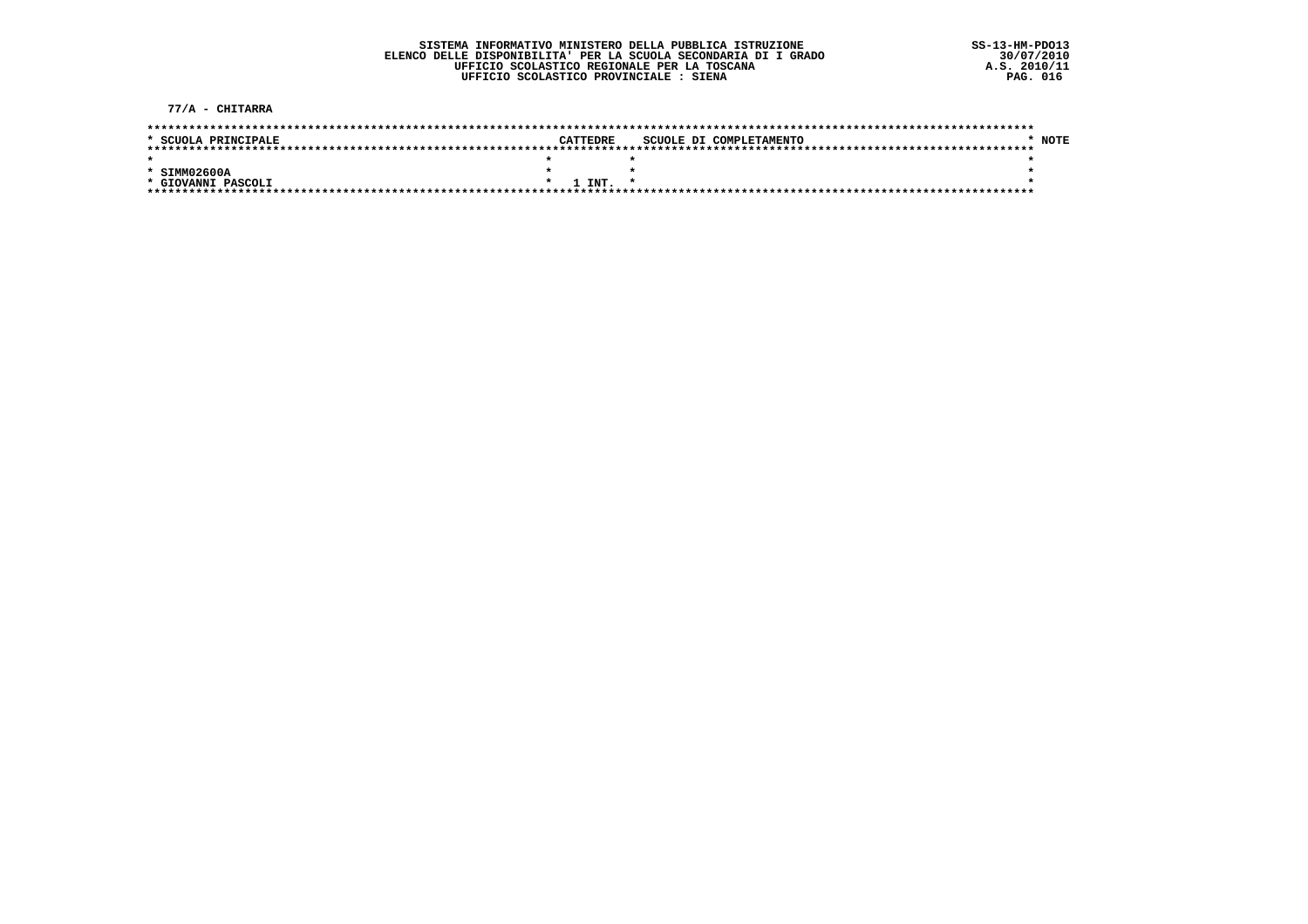**SISTEMA INFORMATIVO MINISTERO DELLA PUBBLICA ISTRUZIONE**
**ELENCO DELLE DISPONIBILITA' PER LA SCUOLA SECONDARIA DI I GRADO**
**UFFICIO SCOLASTICO REGIONALE PER LA TOSCANA**
**UFFICIO SCOLASTICO PROVINCIALE : SIENA**

SS-13-HM-PDO13
30/07/2010
A.S. 2010/11

**77/A - CHITARRA**

| SCUOLA PRINCIPALE | CATTEDRE | SCUOLE DI COMPLETAMENTO | NOTE |
|---|---|---|---|
| SIMM02600A<br>GIOVANNI PASCOLI | 1 INT. | | |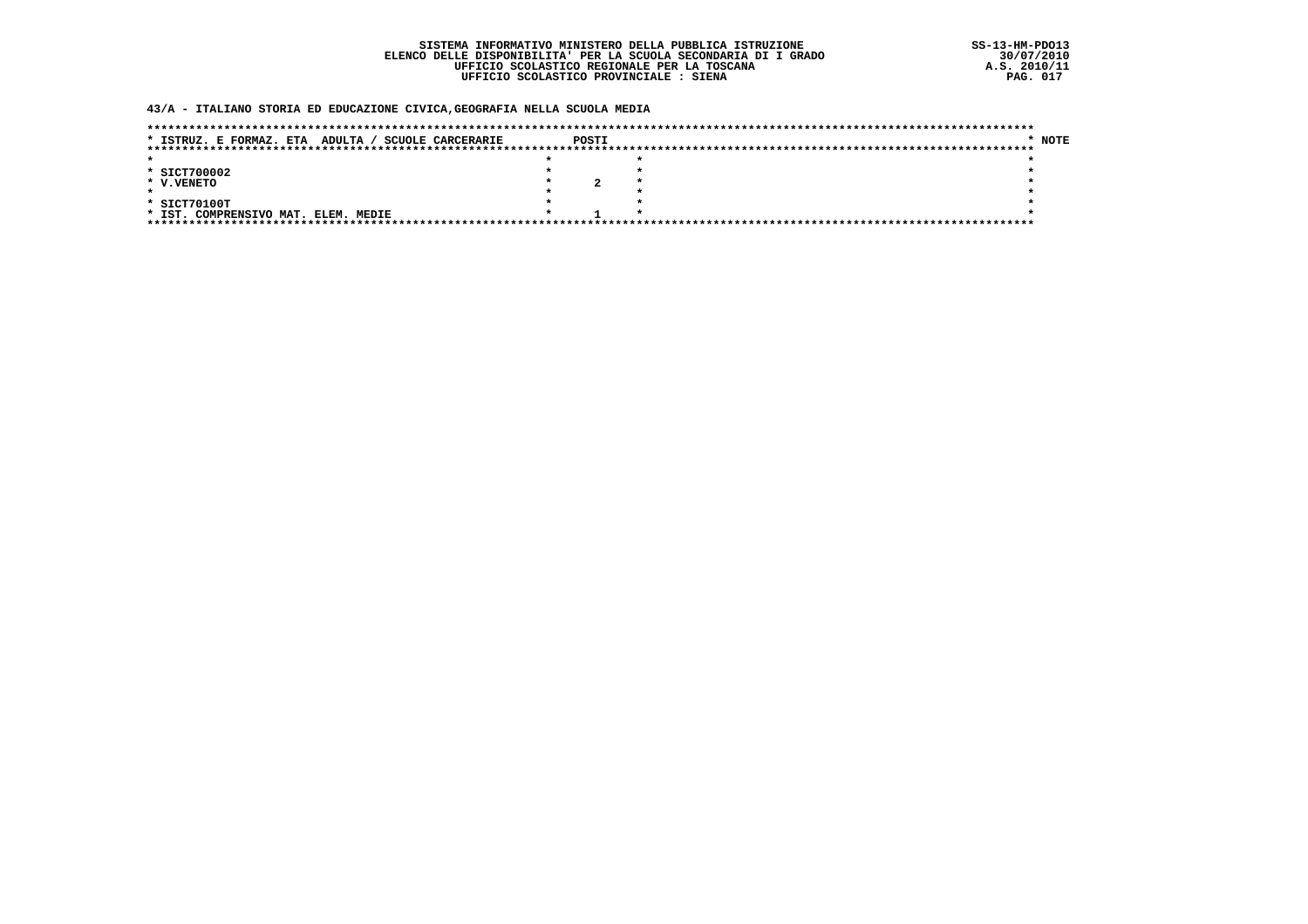SISTEMA INFORMATIVO MINISTERO DELLA PUBBLICA ISTRUZIONE
ELENCO DELLE DISPONIBILITA' PER LA SCUOLA SECONDARIA DI I GRADO
UFFICIO SCOLASTICO REGIONALE PER LA TOSCANA
UFFICIO SCOLASTICO PROVINCIALE : SIENA

SS-13-HM-PDO13
30/07/2010
A.S. 2010/11

**43/A - ITALIANO STORIA ED EDUCAZIONE CIVICA,GEOGRAFIA NELLA SCUOLA MEDIA**

| ISTRUZ. E FORMAZ. ETA ADULTA / SCUOLE CARCERARIE | POSTI | NOTE |
|---|---|---|
| SICT700002<br>V.VENETO | 2 | |
| SICT70100T<br>IST. COMPRENSIVO MAT. ELEM. MEDIE | 1 | |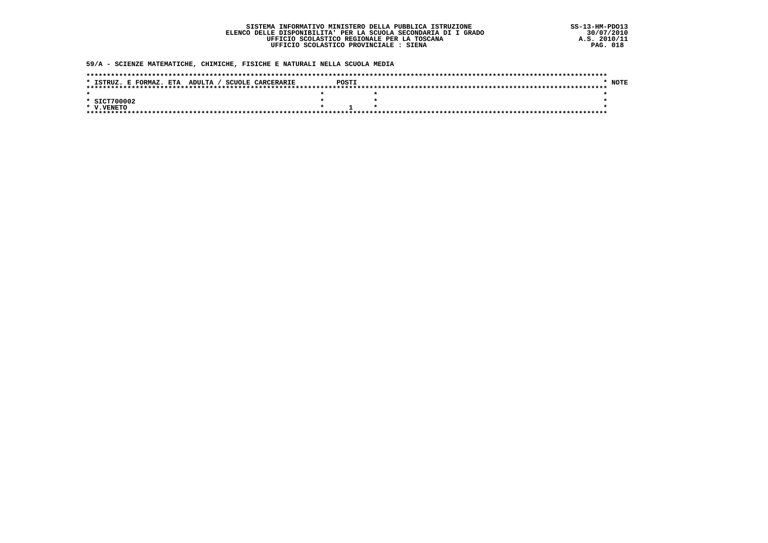SISTEMA INFORMATIVO MINISTERO DELLA PUBBLICA ISTRUZIONE
ELENCO DELLE DISPONIBILITA' PER LA SCUOLA SECONDARIA DI I GRADO
UFFICIO SCOLASTICO REGIONALE PER LA TOSCANA
UFFICIO SCOLASTICO PROVINCIALE : SIENA

SS-13-HM-PDO13
30/07/2010
A.S. 2010/11

**59/A - SCIENZE MATEMATICHE, CHIMICHE, FISICHE E NATURALI NELLA SCUOLA MEDIA**

| ISTRUZ. E FORMAZ. ETA ADULTA / SCUOLE CARCERARIE | POSTI | NOTE |
|---|---|---|
| SICT700002<br>V.VENETO | 1 | |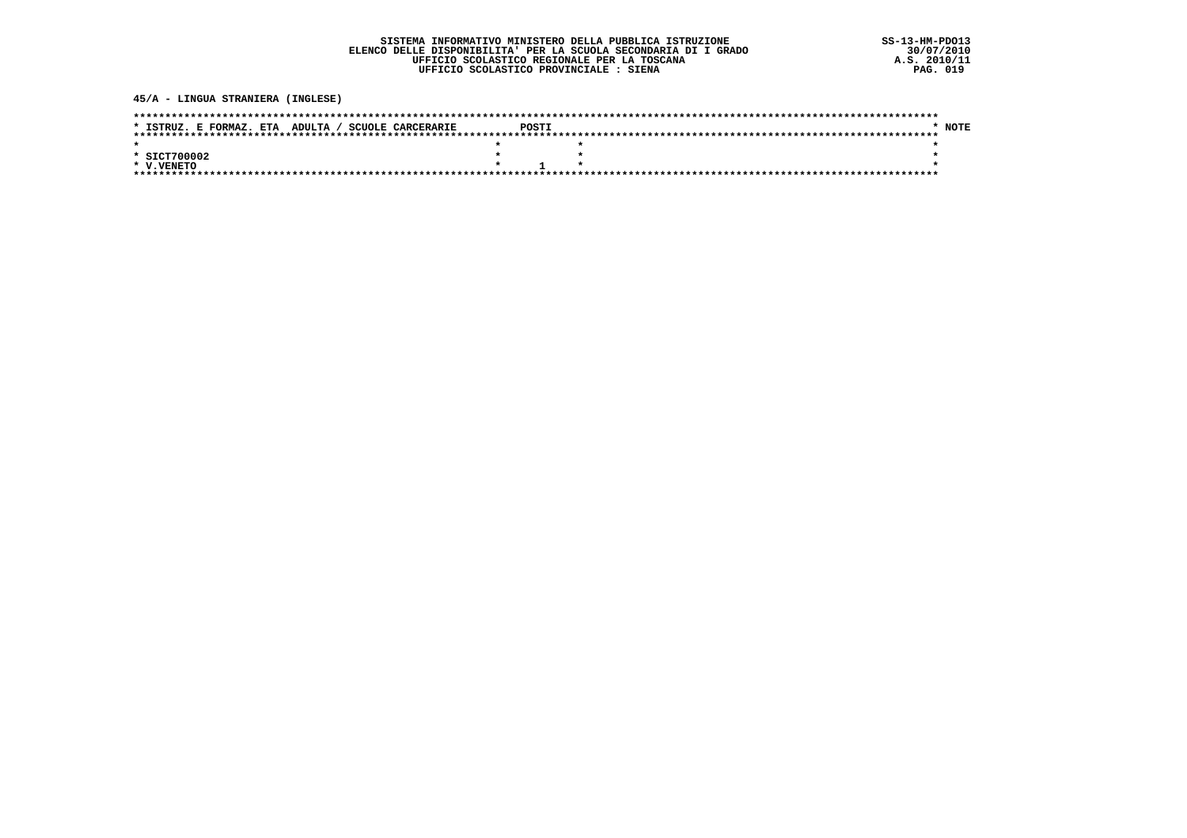SISTEMA INFORMATIVO MINISTERO DELLA PUBBLICA ISTRUZIONE
ELENCO DELLE DISPONIBILITA' PER LA SCUOLA SECONDARIA DI I GRADO
UFFICIO SCOLASTICO REGIONALE PER LA TOSCANA
UFFICIO SCOLASTICO PROVINCIALE : SIENA

SS-13-HM-PDO13
30/07/2010
A.S. 2010/11

**45/A - LINGUA STRANIERA (INGLESE)**

| ISTRUZ. E FORMAZ. ETA ADULTA / SCUOLE CARCERARIE | POSTI | NOTE |
|---|---|---|
| SICT700002<br>V.VENETO | 1 | |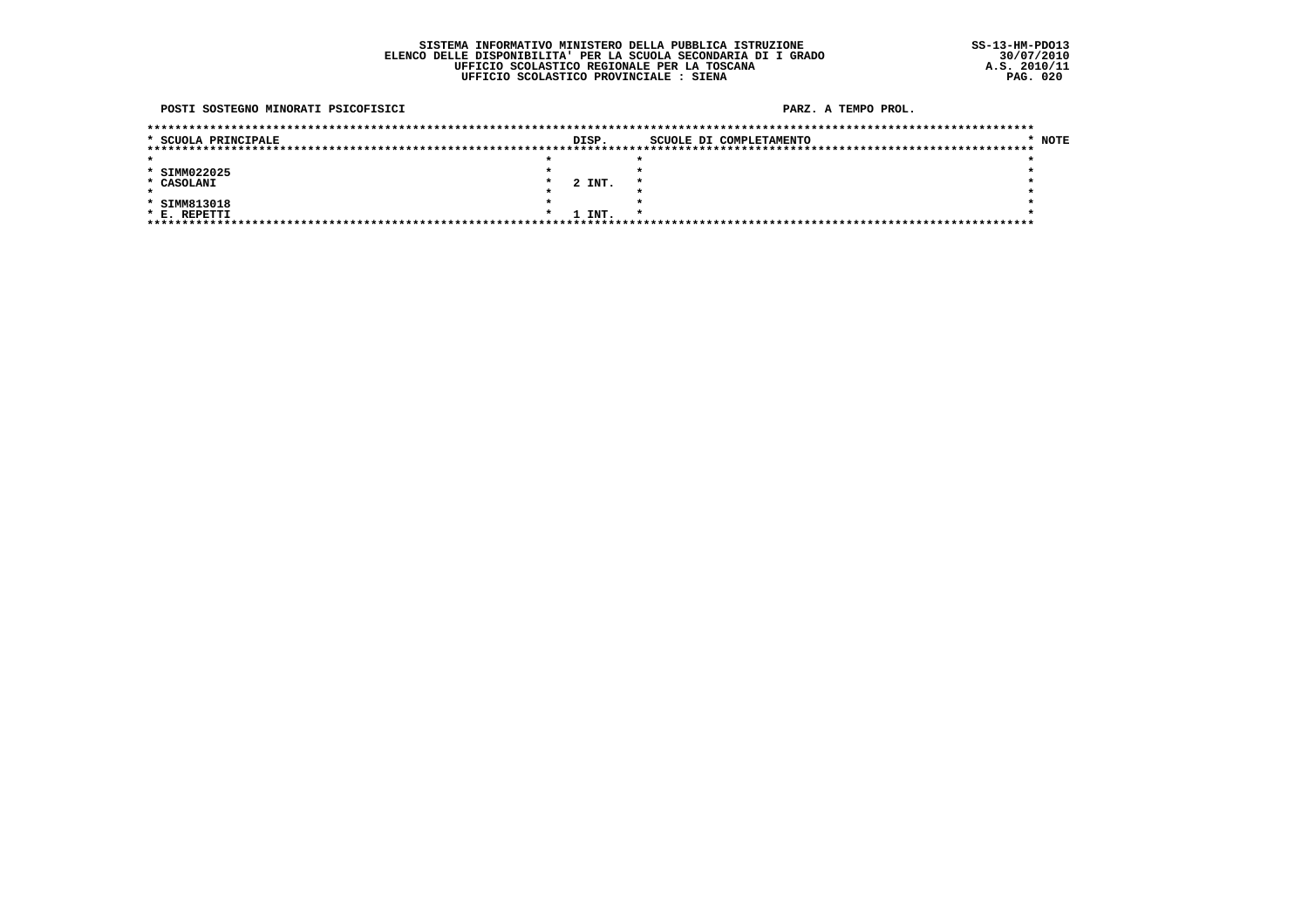SISTEMA INFORMATIVO MINISTERO DELLA PUBBLICA ISTRUZIONE
ELENCO DELLE DISPONIBILITA' PER LA SCUOLA SECONDARIA DI I GRADO
UFFICIO SCOLASTICO REGIONALE PER LA TOSCANA
UFFICIO SCOLASTICO PROVINCIALE : SIENA

SS-13-HM-PDO13
30/07/2010
A.S. 2010/11

**POSTI SOSTEGNO MINORATI PSICOFISICI** **PARZ. A TEMPO PROL.**

| SCUOLA PRINCIPALE | DISP. | SCUOLE DI COMPLETAMENTO | NOTE |
|---|---|---|---|
| SIMM022025<br>CASOLANI | 2 INT. | | |
| SIMM813018<br>E. REPETTI | 1 INT. | | |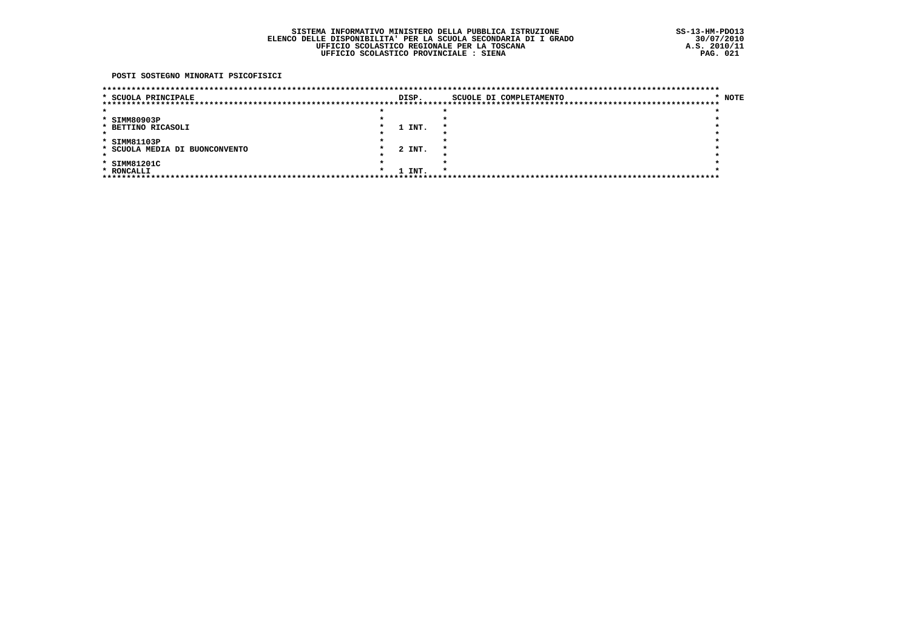SISTEMA INFORMATIVO MINISTERO DELLA PUBBLICA ISTRUZIONE
ELENCO DELLE DISPONIBILITA' PER LA SCUOLA SECONDARIA DI I GRADO
UFFICIO SCOLASTICO REGIONALE PER LA TOSCANA
UFFICIO SCOLASTICO PROVINCIALE : SIENA

SS-13-HM-PDO13
30/07/2010
A.S. 2010/11

POSTI SOSTEGNO MINORATI PSICOFISICI

| SCUOLA PRINCIPALE | DISP. | SCUOLE DI COMPLETAMENTO | NOTE |
|---|---|---|---|
| SIMM80903P<br>BETTINO RICASOLI | 1 INT. | | |
| SIMM81103P<br>SCUOLA MEDIA DI BUONCONVENTO | 2 INT. | | |
| SIMM81201C<br>RONCALLI | 1 INT. | | |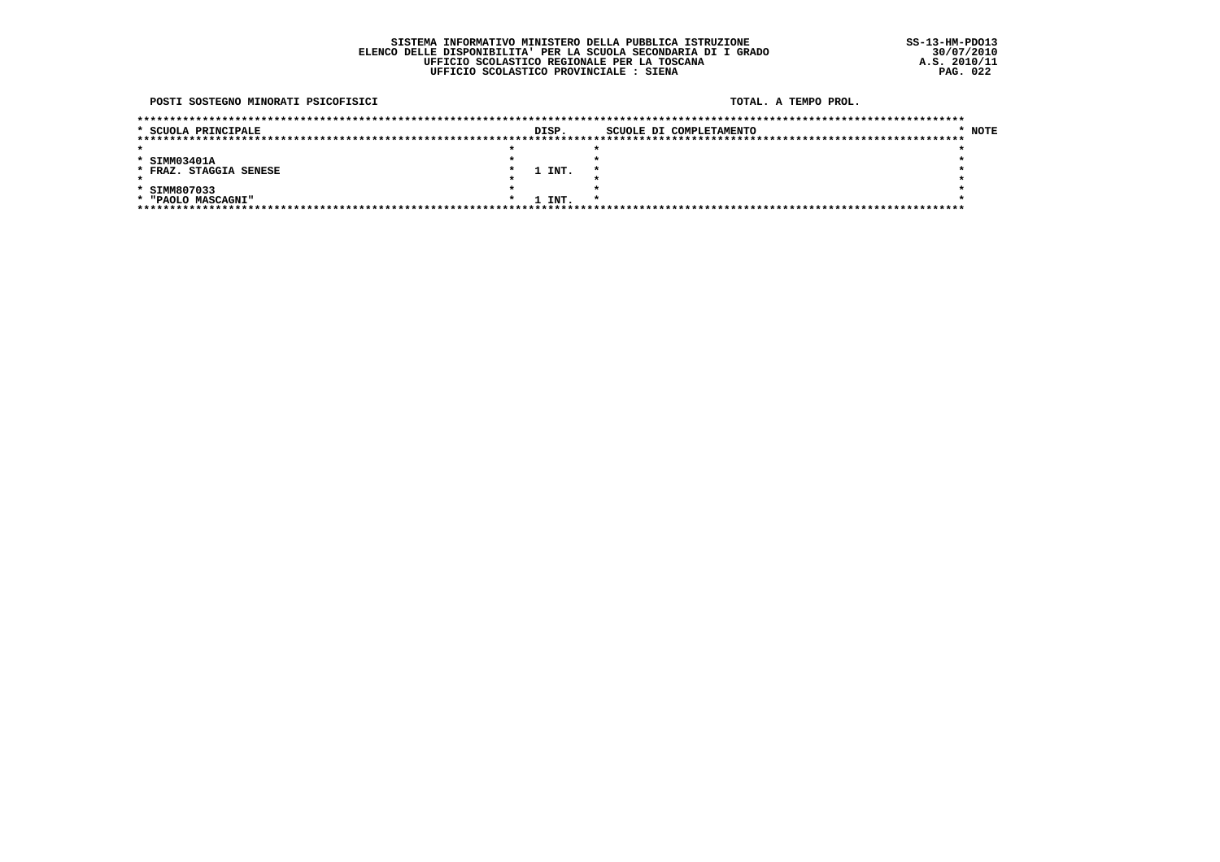**SISTEMA INFORMATIVO MINISTERO DELLA PUBBLICA ISTRUZIONE**
**ELENCO DELLE DISPONIBILITA' PER LA SCUOLA SECONDARIA DI I GRADO**
**UFFICIO SCOLASTICO REGIONALE PER LA TOSCANA**
**UFFICIO SCOLASTICO PROVINCIALE : SIENA**

SS-13-HM-PDO13
30/07/2010
A.S. 2010/11

**POSTI SOSTEGNO MINORATI PSICOFISICI** — **TOTAL. A TEMPO PROL.**

| SCUOLA PRINCIPALE | DISP. | SCUOLE DI COMPLETAMENTO | NOTE |
|---|---|---|---|
| SIMM03401A<br>FRAZ. STAGGIA SENESE | 1 INT. | | |
| SIMM807033<br>"PAOLO MASCAGNI" | 1 INT. | | |